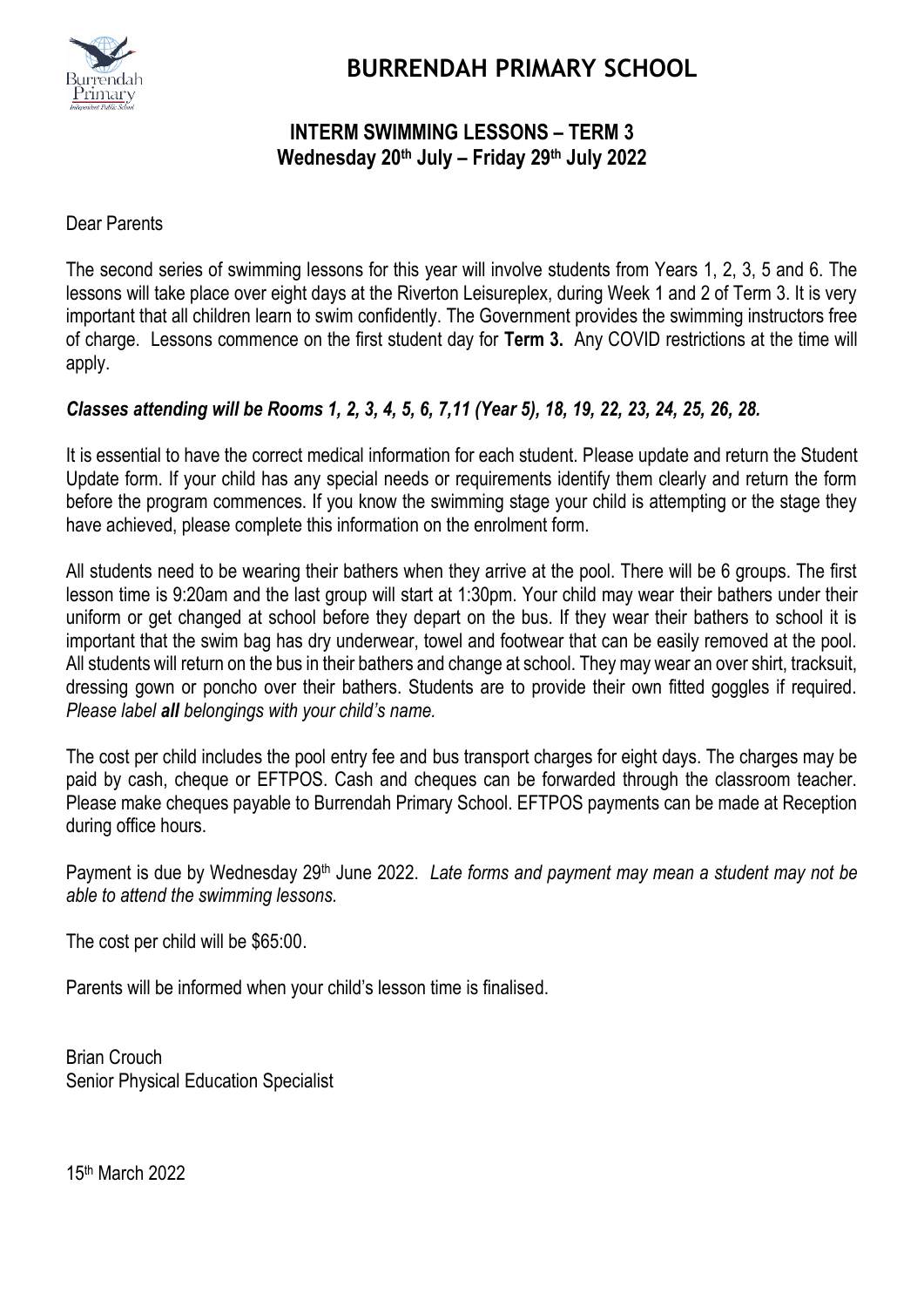# BURRENDAH PRIMARY SCHOOL

## INTERM SWIMMING LESSONS – TERM 3
## Wednesday 20th July – Friday 29th July 2022

Dear Parents

The second series of swimming lessons for this year will involve students from Years 1, 2, 3, 5 and 6. The lessons will take place over eight days at the Riverton Leisureplex, during Week 1 and 2 of Term 3. It is very important that all children learn to swim confidently. The Government provides the swimming instructors free of charge. Lessons commence on the first student day for **Term 3.** Any COVID restrictions at the time will apply.

***Classes attending will be Rooms 1, 2, 3, 4, 5, 6, 7,11 (Year 5), 18, 19, 22, 23, 24, 25, 26, 28.***

It is essential to have the correct medical information for each student. Please update and return the Student Update form. If your child has any special needs or requirements identify them clearly and return the form before the program commences. If you know the swimming stage your child is attempting or the stage they have achieved, please complete this information on the enrolment form.

All students need to be wearing their bathers when they arrive at the pool. There will be 6 groups. The first lesson time is 9:20am and the last group will start at 1:30pm. Your child may wear their bathers under their uniform or get changed at school before they depart on the bus. If they wear their bathers to school it is important that the swim bag has dry underwear, towel and footwear that can be easily removed at the pool. All students will return on the bus in their bathers and change at school. They may wear an over shirt, tracksuit, dressing gown or poncho over their bathers. Students are to provide their own fitted goggles if required. *Please label **all** belongings with your child's name.*

The cost per child includes the pool entry fee and bus transport charges for eight days. The charges may be paid by cash, cheque or EFTPOS. Cash and cheques can be forwarded through the classroom teacher. Please make cheques payable to Burrendah Primary School. EFTPOS payments can be made at Reception during office hours.

Payment is due by Wednesday 29th June 2022. *Late forms and payment may mean a student may not be able to attend the swimming lessons.*

The cost per child will be $65:00.

Parents will be informed when your child's lesson time is finalised.

Brian Crouch
Senior Physical Education Specialist

15th March 2022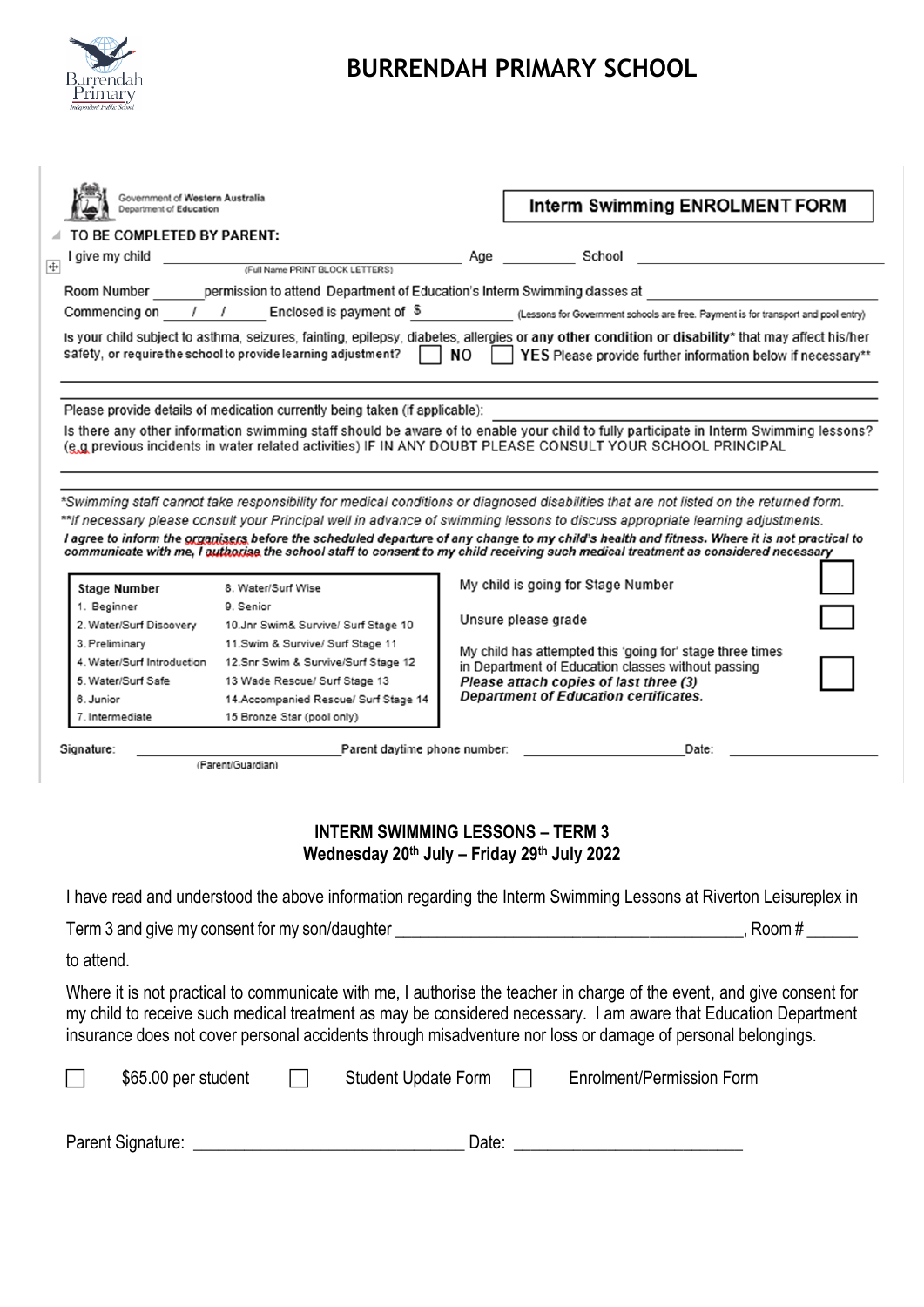# BURRENDAH PRIMARY SCHOOL

Government of Western Australia
Department of Education

**Interm Swimming ENROLMENT FORM**

TO BE COMPLETED BY PARENT:

I give my child ______________________________ Age __________ School ______________________________
(Full Name PRINT BLOCK LETTERS)

Room Number ______ permission to attend Department of Education's Interm Swimming classes at ______________________________

Commencing on ___ / ___ / ___ Enclosed is payment of $ __________ (Lessons for Government schools are free. Payment is for transport and pool entry)

Is your child subject to asthma, seizures, fainting, epilepsy, diabetes, allergies or any other condition or disability* that may affect his/her safety, or require the school to provide learning adjustment? ☐ NO ☐ YES Please provide further information below if necessary**

______________________________________________________________________________

Please provide details of medication currently being taken (if applicable): ______________________________

Is there any other information swimming staff should be aware of to enable your child to fully participate in Interm Swimming lessons? (e.g previous incidents in water related activities) IF IN ANY DOUBT PLEASE CONSULT YOUR SCHOOL PRINCIPAL

______________________________________________________________________________

*\*Swimming staff cannot take responsibility for medical conditions or diagnosed disabilities that are not listed on the returned form.*

*\*\*If necessary please consult your Principal well in advance of swimming lessons to discuss appropriate learning adjustments.*

***I agree to inform the organisers before the scheduled departure of any change to my child's health and fitness. Where it is not practical to communicate with me, I authorise the school staff to consent to my child receiving such medical treatment as considered necessary***

| Stage Number | |
|---|---|
| 1. Beginner | 8. Water/Surf Wise |
| 2. Water/Surf Discovery | 9. Senior |
| 3. Preliminary | 10.Jnr Swim& Survive/ Surf Stage 10 |
| 4. Water/Surf Introduction | 11.Swim & Survive/ Surf Stage 11 |
| 5. Water/Surf Safe | 12.Snr Swim & Survive/Surf Stage 12 |
| 6. Junior | 13 Wade Rescue/ Surf Stage 13 |
| 7. Intermediate | 14.Accompanied Rescue/ Surf Stage 14 |
| | 15 Bronze Star (pool only) |

My child is going for Stage Number ☐

Unsure please grade ☐

My child has attempted this 'going for' stage three times in Department of Education classes without passing ☐
*Please attach copies of last three (3) Department of Education certificates.*

Signature: ______________________________ Parent daytime phone number: ______________________ Date: ______________
(Parent/Guardian)

**INTERM SWIMMING LESSONS – TERM 3**
**Wednesday 20th July – Friday 29th July 2022**

I have read and understood the above information regarding the Interm Swimming Lessons at Riverton Leisureplex in Term 3 and give my consent for my son/daughter ________________________________________, Room # ______ to attend.

Where it is not practical to communicate with me, I authorise the teacher in charge of the event, and give consent for my child to receive such medical treatment as may be considered necessary. I am aware that Education Department insurance does not cover personal accidents through misadventure nor loss or damage of personal belongings.

☐ $65.00 per student ☐ Student Update Form ☐ Enrolment/Permission Form

Parent Signature: ______________________________ Date: __________________________